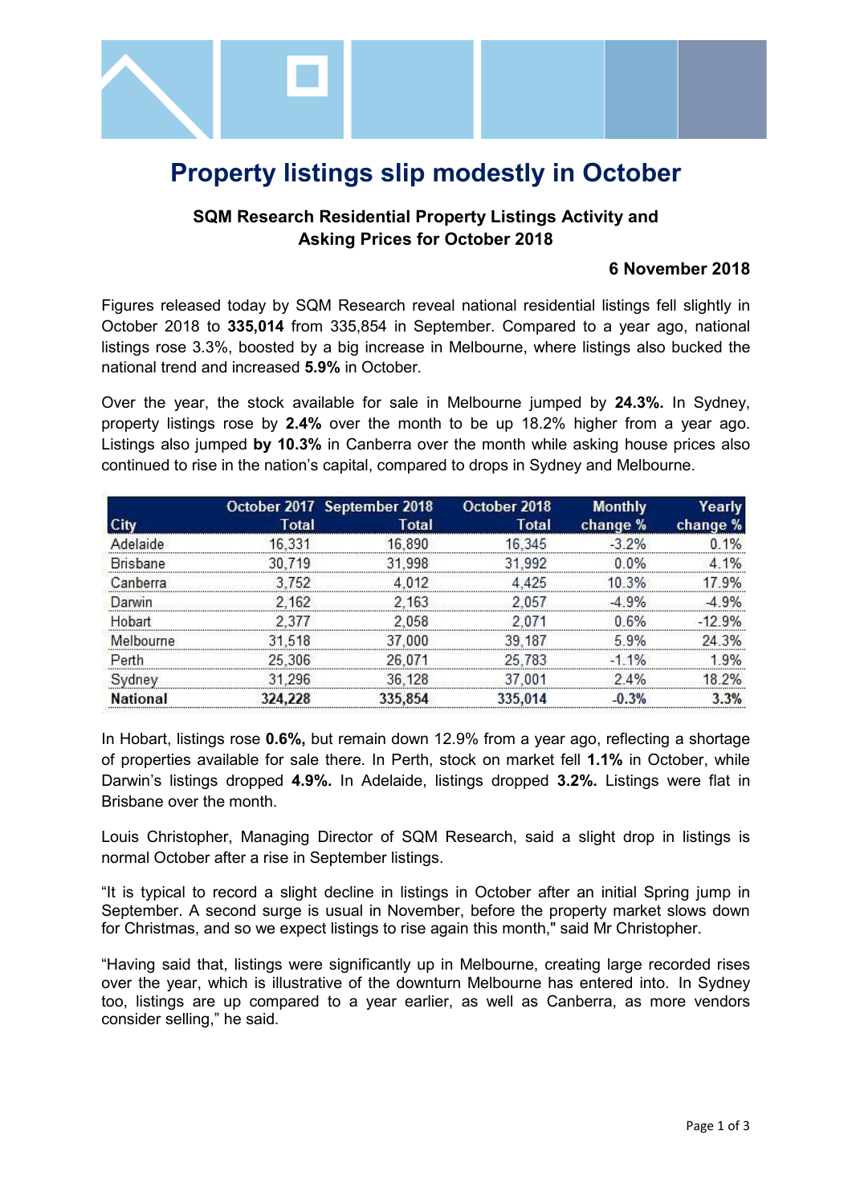# Property listings slip modestly in October

## SQM Research Residential Property Listings Activity and Asking Prices for October 2018

**6 November 2018**

Figures released today by SQM Research reveal national residential listings fell slightly in October 2018 to **335,014** from 335,854 in September. Compared to a year ago, national listings rose 3.3%, boosted by a big increase in Melbourne, where listings also bucked the national trend and increased **5.9%** in October.

Over the year, the stock available for sale in Melbourne jumped by **24.3%.** In Sydney, property listings rose by **2.4%** over the month to be up 18.2% higher from a year ago. Listings also jumped **by 10.3%** in Canberra over the month while asking house prices also continued to rise in the nation's capital, compared to drops in Sydney and Melbourne.

| City | October 2017 Total | September 2018 Total | October 2018 Total | Monthly change % | Yearly change % |
|---|---|---|---|---|---|
| Adelaide | 16,331 | 16,890 | 16,345 | -3.2% | 0.1% |
| Brisbane | 30,719 | 31,998 | 31,992 | 0.0% | 4.1% |
| Canberra | 3,752 | 4,012 | 4,425 | 10.3% | 17.9% |
| Darwin | 2,162 | 2,163 | 2,057 | -4.9% | -4.9% |
| Hobart | 2,377 | 2,058 | 2,071 | 0.6% | -12.9% |
| Melbourne | 31,518 | 37,000 | 39,187 | 5.9% | 24.3% |
| Perth | 25,306 | 26,071 | 25,783 | -1.1% | 1.9% |
| Sydney | 31,296 | 36,128 | 37,001 | 2.4% | 18.2% |
| **National** | **324,228** | **335,854** | **335,014** | **-0.3%** | **3.3%** |

In Hobart, listings rose **0.6%,** but remain down 12.9% from a year ago, reflecting a shortage of properties available for sale there. In Perth, stock on market fell **1.1%** in October, while Darwin's listings dropped **4.9%.** In Adelaide, listings dropped **3.2%.** Listings were flat in Brisbane over the month.

Louis Christopher, Managing Director of SQM Research, said a slight drop in listings is normal October after a rise in September listings.

"It is typical to record a slight decline in listings in October after an initial Spring jump in September. A second surge is usual in November, before the property market slows down for Christmas, and so we expect listings to rise again this month," said Mr Christopher.

"Having said that, listings were significantly up in Melbourne, creating large recorded rises over the year, which is illustrative of the downturn Melbourne has entered into. In Sydney too, listings are up compared to a year earlier, as well as Canberra, as more vendors consider selling," he said.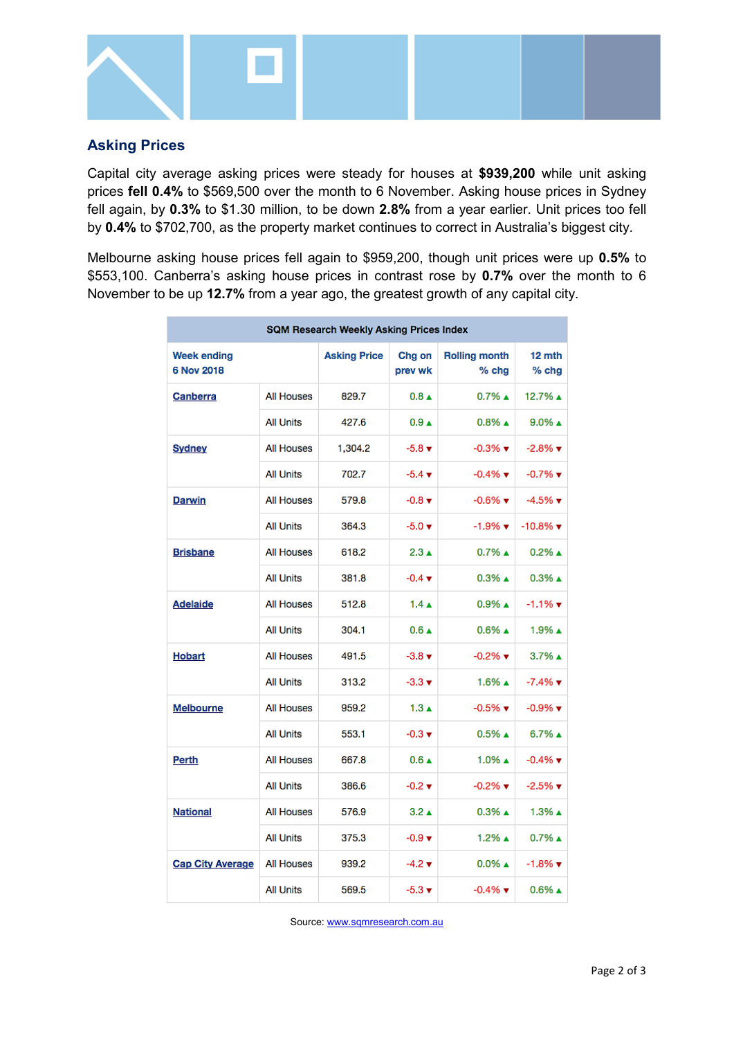## Asking Prices

Capital city average asking prices were steady for houses at **$939,200** while unit asking prices **fell 0.4%** to $569,500 over the month to 6 November. Asking house prices in Sydney fell again, by **0.3%** to $1.30 million, to be down **2.8%** from a year earlier. Unit prices too fell by **0.4%** to $702,700, as the property market continues to correct in Australia's biggest city.

Melbourne asking house prices fell again to $959,200, though unit prices were up **0.5%** to $553,100. Canberra's asking house prices in contrast rose by **0.7%** over the month to 6 November to be up **12.7%** from a year ago, the greatest growth of any capital city.

| SQM Research Weekly Asking Prices Index | | | | | |
|---|---|---|---|---|---|
| Week ending 6 Nov 2018 | | Asking Price | Chg on prev wk | Rolling month % chg | 12 mth % chg |
| Canberra | All Houses | 829.7 | 0.8 ▲ | 0.7% ▲ | 12.7% ▲ |
| | All Units | 427.6 | 0.9 ▲ | 0.8% ▲ | 9.0% ▲ |
| Sydney | All Houses | 1,304.2 | -5.8 ▼ | -0.3% ▼ | -2.8% ▼ |
| | All Units | 702.7 | -5.4 ▼ | -0.4% ▼ | -0.7% ▼ |
| Darwin | All Houses | 579.8 | -0.8 ▼ | -0.6% ▼ | -4.5% ▼ |
| | All Units | 364.3 | -5.0 ▼ | -1.9% ▼ | -10.8% ▼ |
| Brisbane | All Houses | 618.2 | 2.3 ▲ | 0.7% ▲ | 0.2% ▲ |
| | All Units | 381.8 | -0.4 ▼ | 0.3% ▲ | 0.3% ▲ |
| Adelaide | All Houses | 512.8 | 1.4 ▲ | 0.9% ▲ | -1.1% ▼ |
| | All Units | 304.1 | 0.6 ▲ | 0.6% ▲ | 1.9% ▲ |
| Hobart | All Houses | 491.5 | -3.8 ▼ | -0.2% ▼ | 3.7% ▲ |
| | All Units | 313.2 | -3.3 ▼ | 1.6% ▲ | -7.4% ▼ |
| Melbourne | All Houses | 959.2 | 1.3 ▲ | -0.5% ▼ | -0.9% ▼ |
| | All Units | 553.1 | -0.3 ▼ | 0.5% ▲ | 6.7% ▲ |
| Perth | All Houses | 667.8 | 0.6 ▲ | 1.0% ▲ | -0.4% ▼ |
| | All Units | 386.6 | -0.2 ▼ | -0.2% ▼ | -2.5% ▼ |
| National | All Houses | 576.9 | 3.2 ▲ | 0.3% ▲ | 1.3% ▲ |
| | All Units | 375.3 | -0.9 ▼ | 1.2% ▲ | 0.7% ▲ |
| Cap City Average | All Houses | 939.2 | -4.2 ▼ | 0.0% ▲ | -1.8% ▼ |
| | All Units | 569.5 | -5.3 ▼ | -0.4% ▼ | 0.6% ▲ |

Source: www.sqmresearch.com.au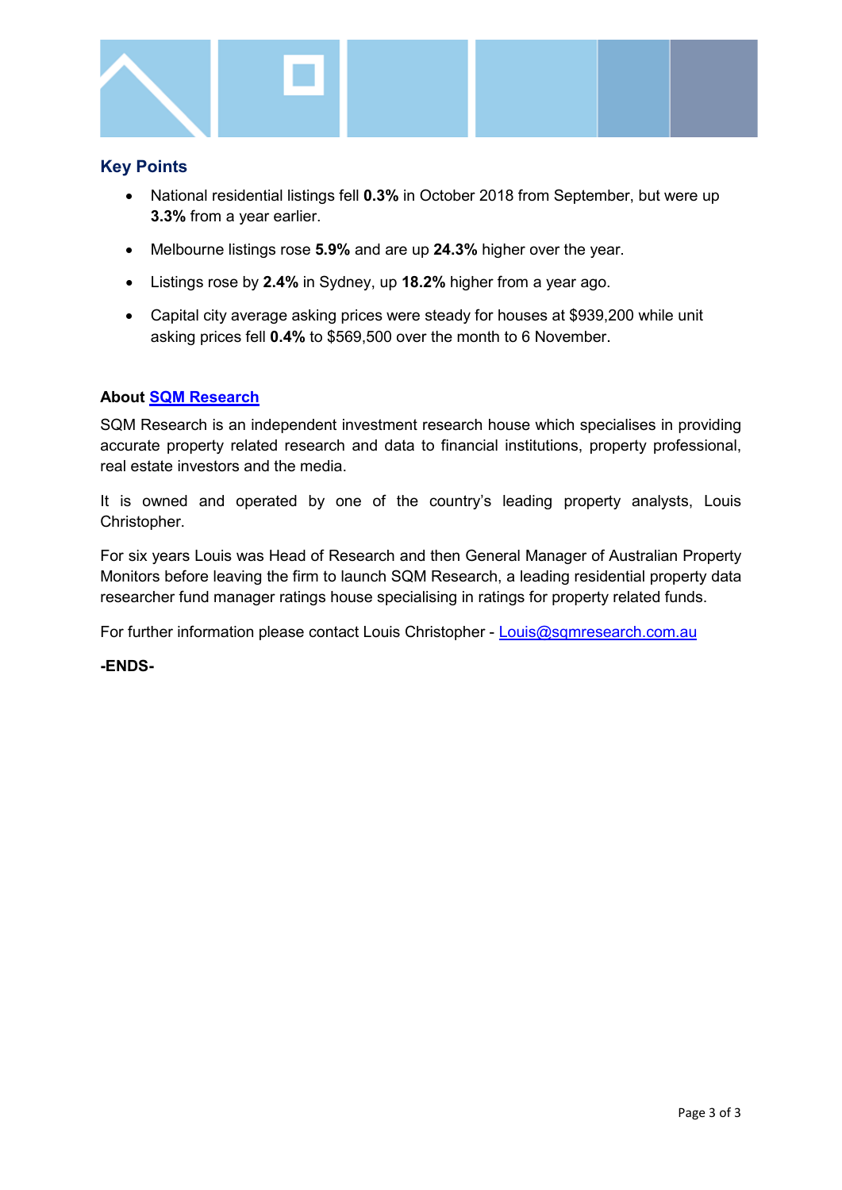## Key Points

- National residential listings fell **0.3%** in October 2018 from September, but were up **3.3%** from a year earlier.
- Melbourne listings rose **5.9%** and are up **24.3%** higher over the year.
- Listings rose by **2.4%** in Sydney, up **18.2%** higher from a year ago.
- Capital city average asking prices were steady for houses at $939,200 while unit asking prices fell **0.4%** to $569,500 over the month to 6 November.

**About [SQM Research](http://www.sqmresearch.com.au)**

SQM Research is an independent investment research house which specialises in providing accurate property related research and data to financial institutions, property professional, real estate investors and the media.

It is owned and operated by one of the country's leading property analysts, Louis Christopher.

For six years Louis was Head of Research and then General Manager of Australian Property Monitors before leaving the firm to launch SQM Research, a leading residential property data researcher fund manager ratings house specialising in ratings for property related funds.

For further information please contact Louis Christopher - [Louis@sqmresearch.com.au](mailto:Louis@sqmresearch.com.au)

**-ENDS-**